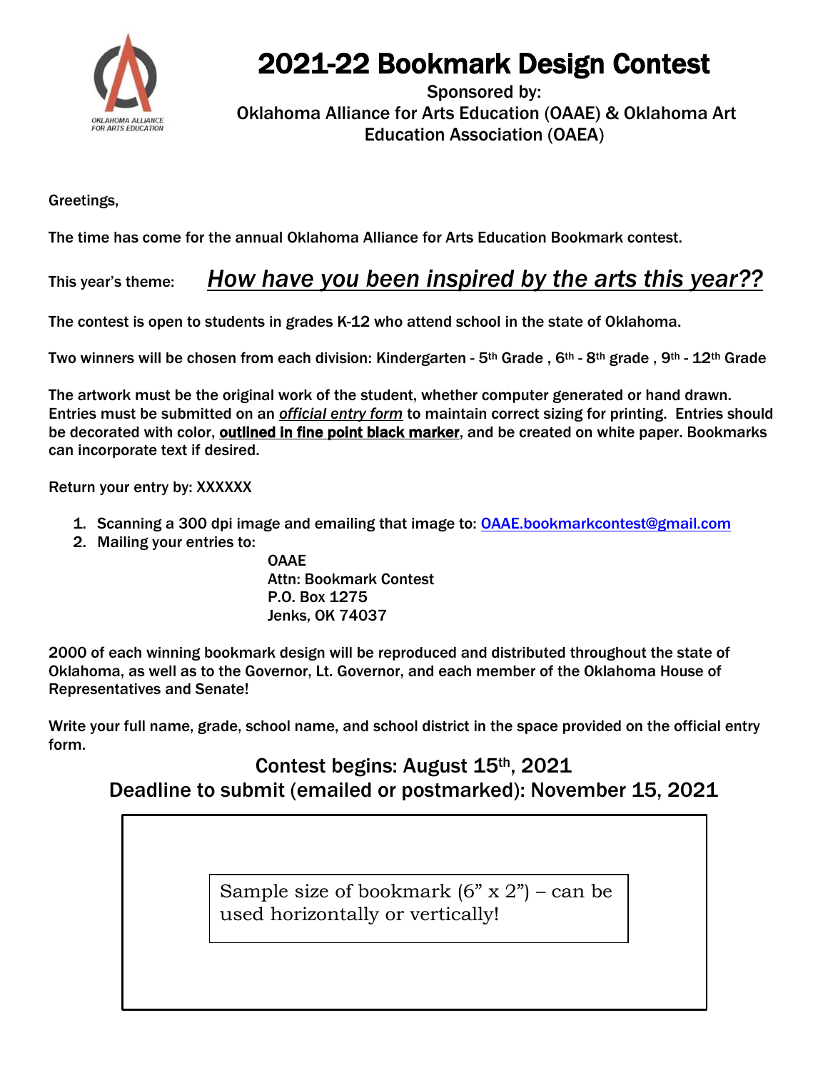OKLAHOMA ALLIANCE FOR ARTS EDUCATION

# 2021-22 Bookmark Design Contest

Sponsored by:
Oklahoma Alliance for Arts Education (OAAE) & Oklahoma Art Education Association (OAEA)

Greetings,

The time has come for the annual Oklahoma Alliance for Arts Education Bookmark contest.

This year's theme: ***How have you been inspired by the arts this year??***

The contest is open to students in grades K-12 who attend school in the state of Oklahoma.

Two winners will be chosen from each division: Kindergarten - 5th Grade , 6th - 8th grade , 9th - 12th Grade

The artwork must be the original work of the student, whether computer generated or hand drawn. Entries must be submitted on an *official entry form* to maintain correct sizing for printing. Entries should be decorated with color, **outlined in fine point black marker**, and be created on white paper. Bookmarks can incorporate text if desired.

Return your entry by: XXXXXX

1. Scanning a 300 dpi image and emailing that image to: OAAE.bookmarkcontest@gmail.com
2. Mailing your entries to:

   OAAE
   Attn: Bookmark Contest
   P.O. Box 1275
   Jenks, OK 74037

2000 of each winning bookmark design will be reproduced and distributed throughout the state of Oklahoma, as well as to the Governor, Lt. Governor, and each member of the Oklahoma House of Representatives and Senate!

Write your full name, grade, school name, and school district in the space provided on the official entry form.

Contest begins: August 15th, 2021

Deadline to submit (emailed or postmarked): November 15, 2021

Sample size of bookmark (6" x 2") – can be used horizontally or vertically!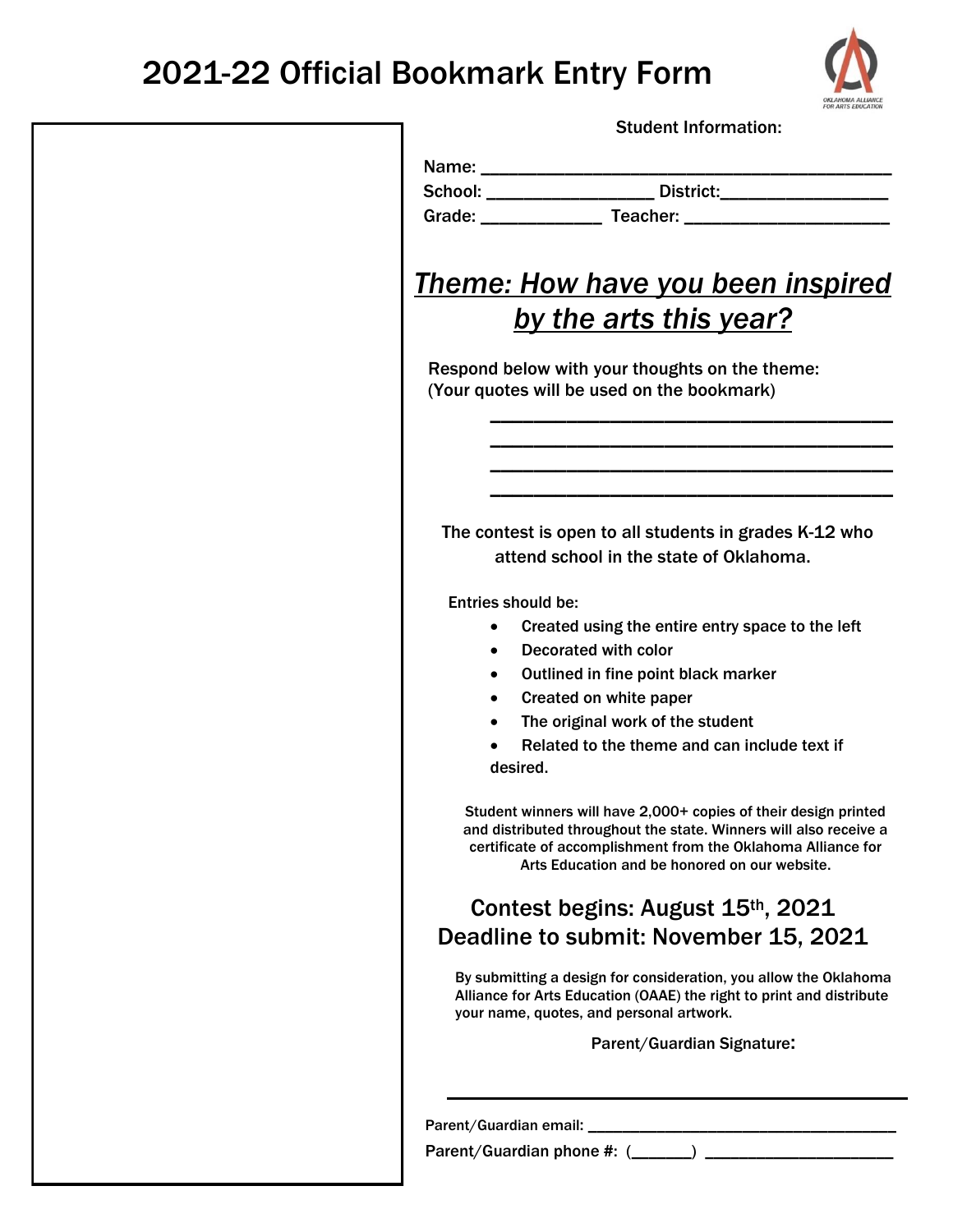# 2021-22 Official Bookmark Entry Form

Student Information:

Name: ___________________________________________

School: __________________ District:__________________

Grade: _____________ Teacher: ______________________

## ***Theme: How have you been inspired by the arts this year?***

Respond below with your thoughts on the theme:
(Your quotes will be used on the bookmark)

________________________________________

________________________________________

________________________________________

________________________________________

The contest is open to all students in grades K-12 who attend school in the state of Oklahoma.

Entries should be:

- Created using the entire entry space to the left
- Decorated with color
- Outlined in fine point black marker
- Created on white paper
- The original work of the student
- Related to the theme and can include text if desired.

Student winners will have 2,000+ copies of their design printed and distributed throughout the state. Winners will also receive a certificate of accomplishment from the Oklahoma Alliance for Arts Education and be honored on our website.

### Contest begins: August 15th, 2021
### Deadline to submit: November 15, 2021

By submitting a design for consideration, you allow the Oklahoma Alliance for Arts Education (OAAE) the right to print and distribute your name, quotes, and personal artwork.

Parent/Guardian Signature:

________________________________________

Parent/Guardian email: ____________________________________

Parent/Guardian phone #: (_______) ______________________